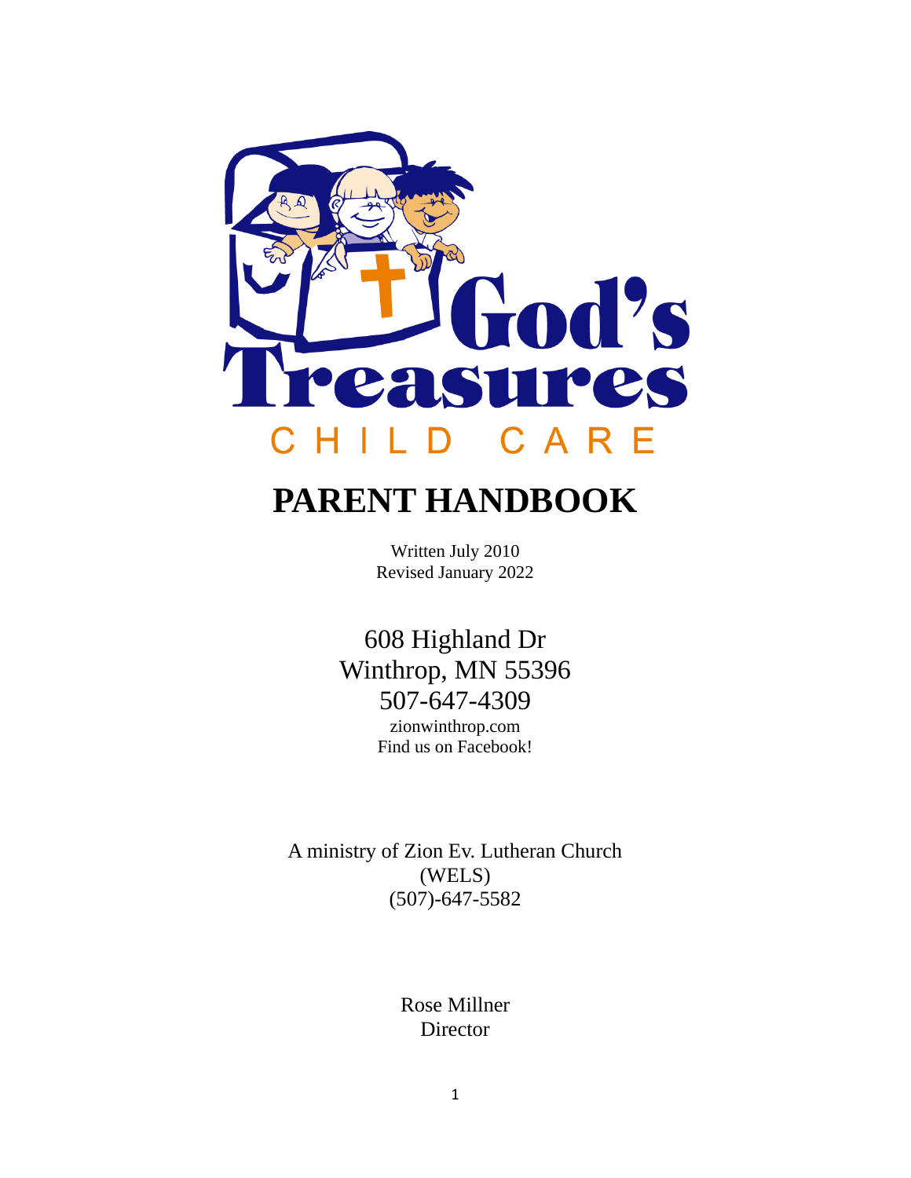# God's Treasures

CHILD CARE

# PARENT HANDBOOK

Written July 2010
Revised January 2022

608 Highland Dr
Winthrop, MN 55396
507-647-4309
zionwinthrop.com
Find us on Facebook!

A ministry of Zion Ev. Lutheran Church
(WELS)
(507)-647-5582

Rose Millner
Director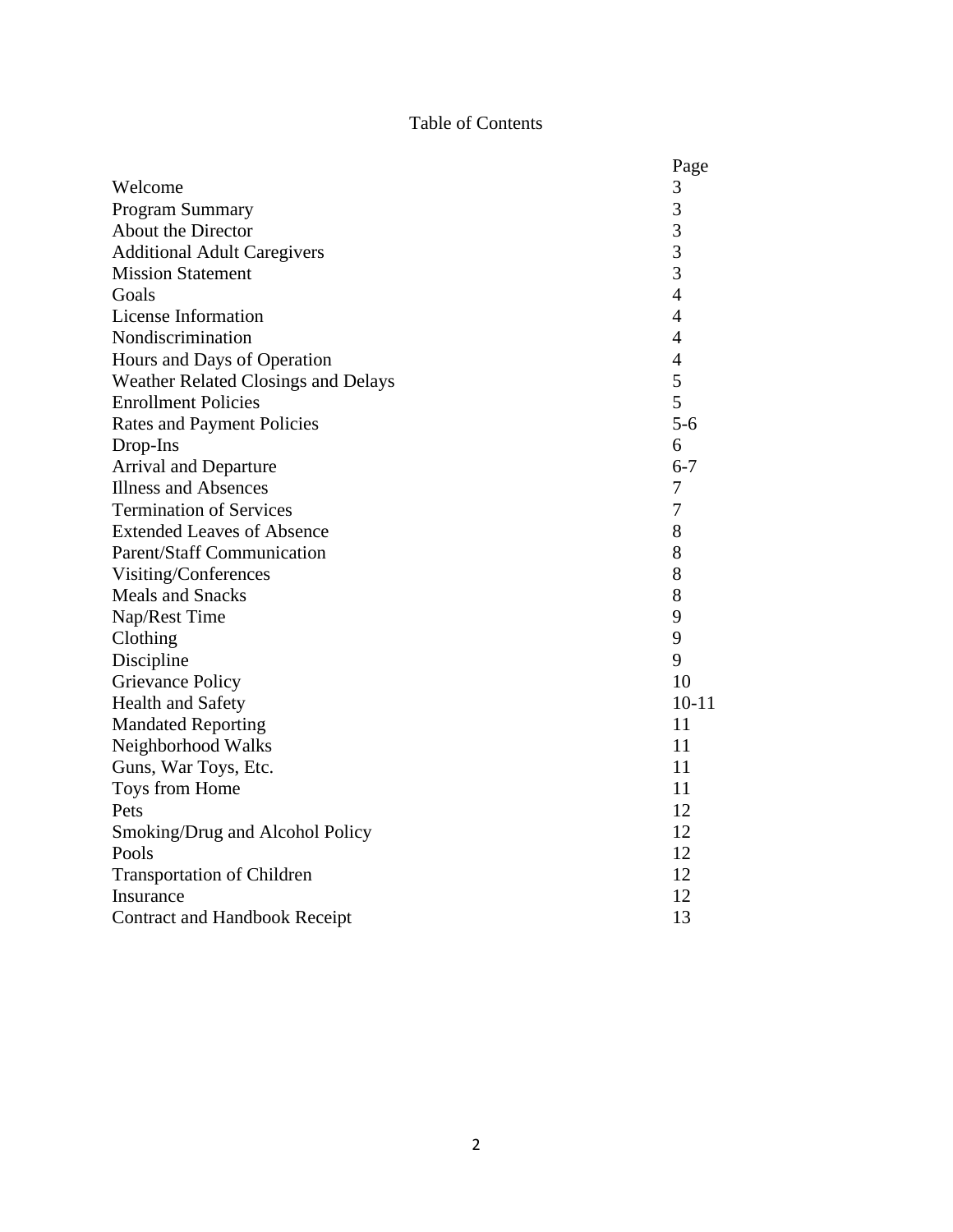# Table of Contents

| | Page |
|---|---|
| Welcome | 3 |
| Program Summary | 3 |
| About the Director | 3 |
| Additional Adult Caregivers | 3 |
| Mission Statement | 3 |
| Goals | 4 |
| License Information | 4 |
| Nondiscrimination | 4 |
| Hours and Days of Operation | 4 |
| Weather Related Closings and Delays | 5 |
| Enrollment Policies | 5 |
| Rates and Payment Policies | 5-6 |
| Drop-Ins | 6 |
| Arrival and Departure | 6-7 |
| Illness and Absences | 7 |
| Termination of Services | 7 |
| Extended Leaves of Absence | 8 |
| Parent/Staff Communication | 8 |
| Visiting/Conferences | 8 |
| Meals and Snacks | 8 |
| Nap/Rest Time | 9 |
| Clothing | 9 |
| Discipline | 9 |
| Grievance Policy | 10 |
| Health and Safety | 10-11 |
| Mandated Reporting | 11 |
| Neighborhood Walks | 11 |
| Guns, War Toys, Etc. | 11 |
| Toys from Home | 11 |
| Pets | 12 |
| Smoking/Drug and Alcohol Policy | 12 |
| Pools | 12 |
| Transportation of Children | 12 |
| Insurance | 12 |
| Contract and Handbook Receipt | 13 |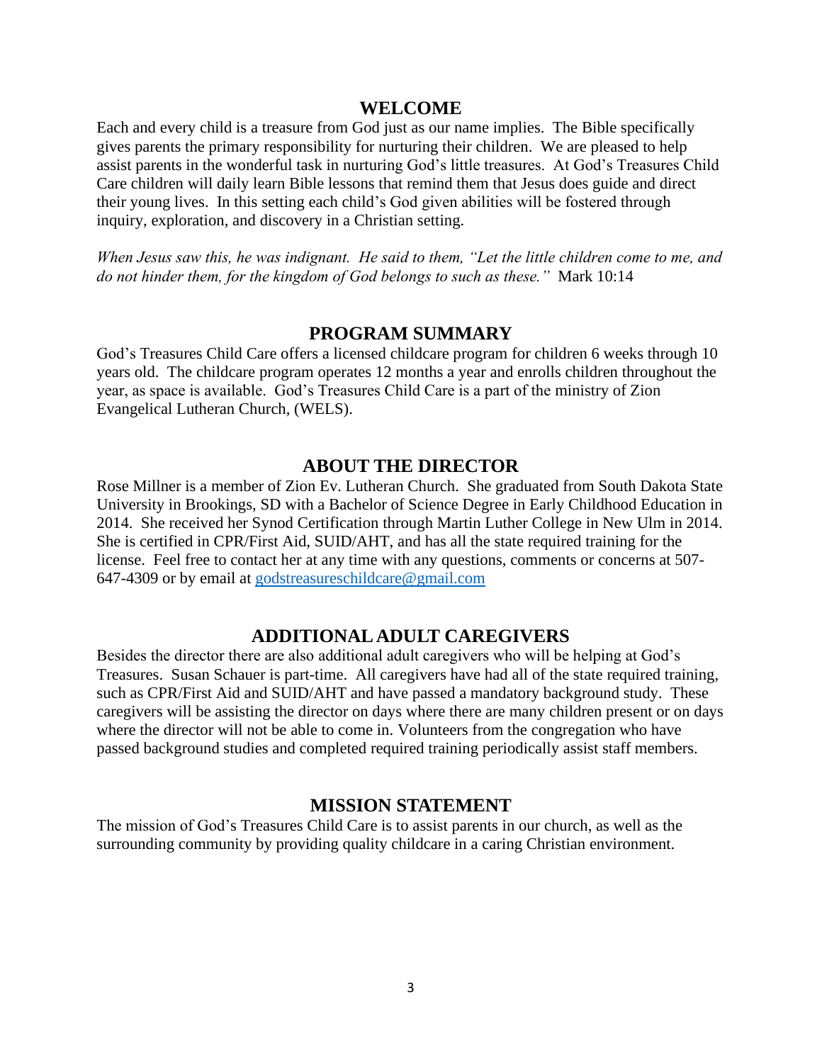## WELCOME

Each and every child is a treasure from God just as our name implies. The Bible specifically gives parents the primary responsibility for nurturing their children. We are pleased to help assist parents in the wonderful task in nurturing God's little treasures. At God's Treasures Child Care children will daily learn Bible lessons that remind them that Jesus does guide and direct their young lives. In this setting each child's God given abilities will be fostered through inquiry, exploration, and discovery in a Christian setting.

*When Jesus saw this, he was indignant. He said to them, "Let the little children come to me, and do not hinder them, for the kingdom of God belongs to such as these."* Mark 10:14

## PROGRAM SUMMARY

God's Treasures Child Care offers a licensed childcare program for children 6 weeks through 10 years old. The childcare program operates 12 months a year and enrolls children throughout the year, as space is available. God's Treasures Child Care is a part of the ministry of Zion Evangelical Lutheran Church, (WELS).

## ABOUT THE DIRECTOR

Rose Millner is a member of Zion Ev. Lutheran Church. She graduated from South Dakota State University in Brookings, SD with a Bachelor of Science Degree in Early Childhood Education in 2014. She received her Synod Certification through Martin Luther College in New Ulm in 2014. She is certified in CPR/First Aid, SUID/AHT, and has all the state required training for the license. Feel free to contact her at any time with any questions, comments or concerns at 507-647-4309 or by email at godstreasureschildcare@gmail.com

## ADDITIONAL ADULT CAREGIVERS

Besides the director there are also additional adult caregivers who will be helping at God's Treasures. Susan Schauer is part-time. All caregivers have had all of the state required training, such as CPR/First Aid and SUID/AHT and have passed a mandatory background study. These caregivers will be assisting the director on days where there are many children present or on days where the director will not be able to come in. Volunteers from the congregation who have passed background studies and completed required training periodically assist staff members.

## MISSION STATEMENT

The mission of God's Treasures Child Care is to assist parents in our church, as well as the surrounding community by providing quality childcare in a caring Christian environment.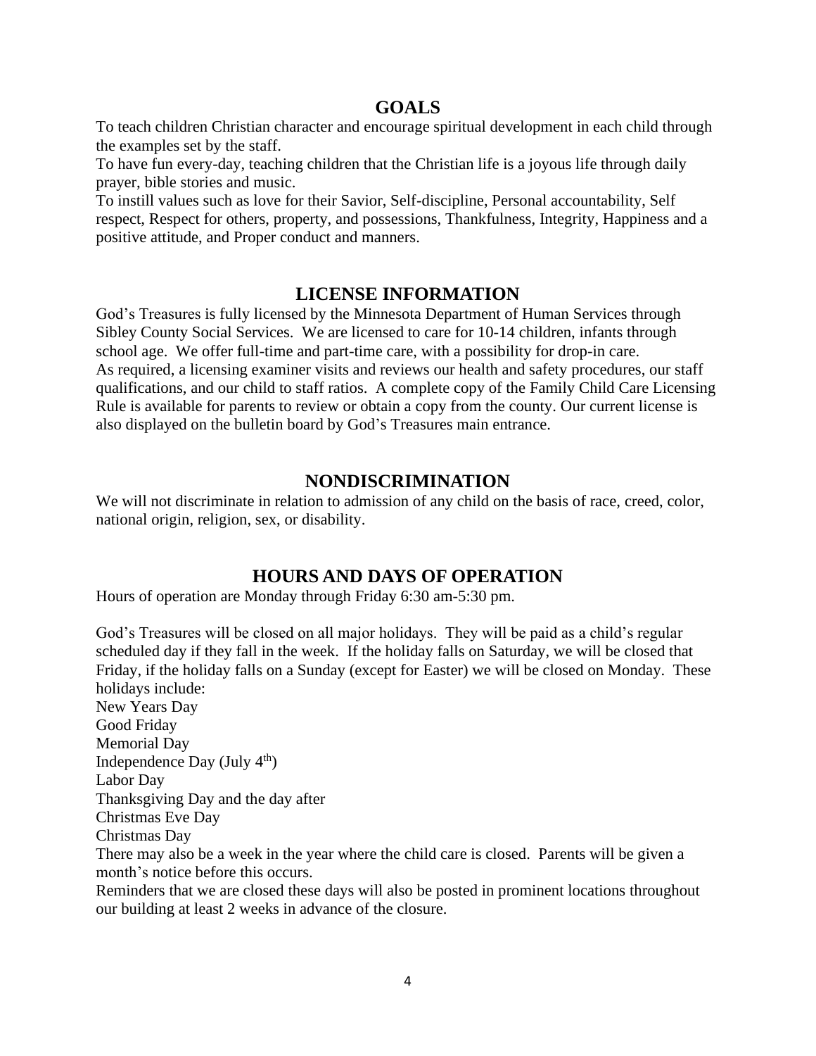## GOALS

To teach children Christian character and encourage spiritual development in each child through the examples set by the staff.
To have fun every-day, teaching children that the Christian life is a joyous life through daily prayer, bible stories and music.
To instill values such as love for their Savior, Self-discipline, Personal accountability, Self respect, Respect for others, property, and possessions, Thankfulness, Integrity, Happiness and a positive attitude, and Proper conduct and manners.

## LICENSE INFORMATION

God's Treasures is fully licensed by the Minnesota Department of Human Services through Sibley County Social Services. We are licensed to care for 10-14 children, infants through school age. We offer full-time and part-time care, with a possibility for drop-in care.
As required, a licensing examiner visits and reviews our health and safety procedures, our staff qualifications, and our child to staff ratios. A complete copy of the Family Child Care Licensing Rule is available for parents to review or obtain a copy from the county. Our current license is also displayed on the bulletin board by God's Treasures main entrance.

## NONDISCRIMINATION

We will not discriminate in relation to admission of any child on the basis of race, creed, color, national origin, religion, sex, or disability.

## HOURS AND DAYS OF OPERATION

Hours of operation are Monday through Friday 6:30 am-5:30 pm.

God's Treasures will be closed on all major holidays. They will be paid as a child's regular scheduled day if they fall in the week. If the holiday falls on Saturday, we will be closed that Friday, if the holiday falls on a Sunday (except for Easter) we will be closed on Monday. These holidays include:
New Years Day
Good Friday
Memorial Day
Independence Day (July 4th)
Labor Day
Thanksgiving Day and the day after
Christmas Eve Day
Christmas Day
There may also be a week in the year where the child care is closed. Parents will be given a month's notice before this occurs.
Reminders that we are closed these days will also be posted in prominent locations throughout our building at least 2 weeks in advance of the closure.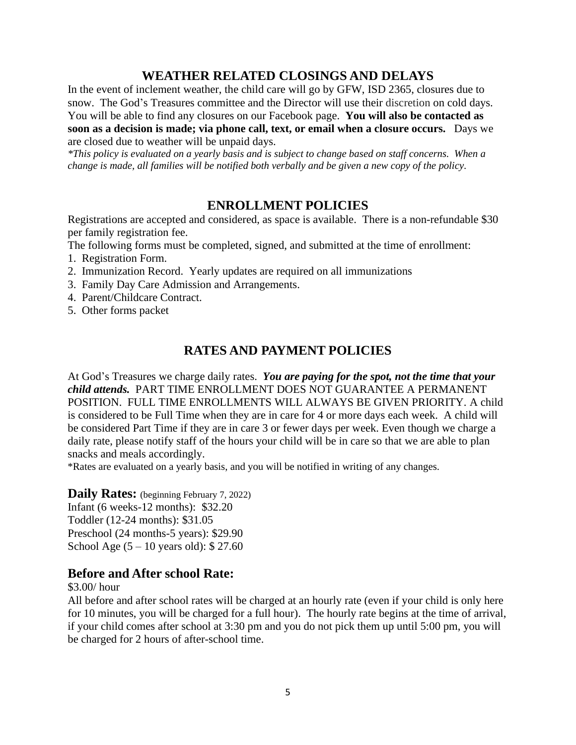## WEATHER RELATED CLOSINGS AND DELAYS

In the event of inclement weather, the child care will go by GFW, ISD 2365, closures due to snow. The God's Treasures committee and the Director will use their discretion on cold days. You will be able to find any closures on our Facebook page. **You will also be contacted as soon as a decision is made; via phone call, text, or email when a closure occurs.** Days we are closed due to weather will be unpaid days.

*\*This policy is evaluated on a yearly basis and is subject to change based on staff concerns. When a change is made, all families will be notified both verbally and be given a new copy of the policy.*

## ENROLLMENT POLICIES

Registrations are accepted and considered, as space is available. There is a non-refundable $30 per family registration fee.

The following forms must be completed, signed, and submitted at the time of enrollment:

1. Registration Form.
2. Immunization Record. Yearly updates are required on all immunizations
3. Family Day Care Admission and Arrangements.
4. Parent/Childcare Contract.
5. Other forms packet

## RATES AND PAYMENT POLICIES

At God's Treasures we charge daily rates. ***You are paying for the spot, not the time that your child attends.*** PART TIME ENROLLMENT DOES NOT GUARANTEE A PERMANENT POSITION. FULL TIME ENROLLMENTS WILL ALWAYS BE GIVEN PRIORITY. A child is considered to be Full Time when they are in care for 4 or more days each week. A child will be considered Part Time if they are in care 3 or fewer days per week. Even though we charge a daily rate, please notify staff of the hours your child will be in care so that we are able to plan snacks and meals accordingly.

*Rates are evaluated on a yearly basis, and you will be notified in writing of any changes.

### Daily Rates: (beginning February 7, 2022)

Infant (6 weeks-12 months): $32.20
Toddler (12-24 months): $31.05
Preschool (24 months-5 years): $29.90
School Age (5 – 10 years old): $ 27.60

### Before and After school Rate:

$3.00/ hour

All before and after school rates will be charged at an hourly rate (even if your child is only here for 10 minutes, you will be charged for a full hour). The hourly rate begins at the time of arrival, if your child comes after school at 3:30 pm and you do not pick them up until 5:00 pm, you will be charged for 2 hours of after-school time.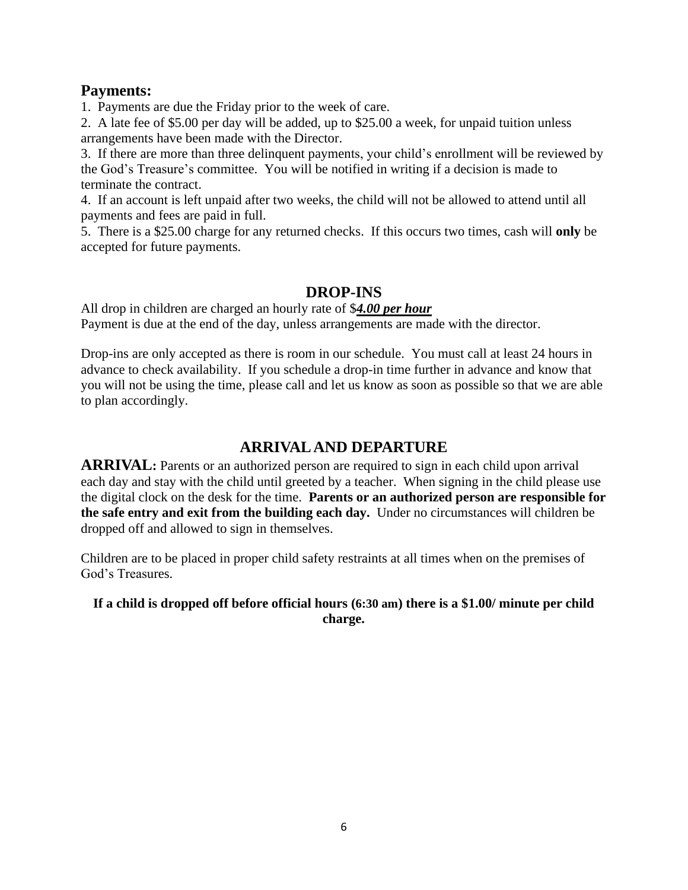## Payments:

1. Payments are due the Friday prior to the week of care.
2. A late fee of $5.00 per day will be added, up to $25.00 a week, for unpaid tuition unless arrangements have been made with the Director.
3. If there are more than three delinquent payments, your child's enrollment will be reviewed by the God's Treasure's committee. You will be notified in writing if a decision is made to terminate the contract.
4. If an account is left unpaid after two weeks, the child will not be allowed to attend until all payments and fees are paid in full.
5. There is a $25.00 charge for any returned checks. If this occurs two times, cash will **only** be accepted for future payments.

## DROP-INS

All drop in children are charged an hourly rate of $***4.00 per hour***
Payment is due at the end of the day, unless arrangements are made with the director.

Drop-ins are only accepted as there is room in our schedule. You must call at least 24 hours in advance to check availability. If you schedule a drop-in time further in advance and know that you will not be using the time, please call and let us know as soon as possible so that we are able to plan accordingly.

## ARRIVAL AND DEPARTURE

**ARRIVAL:** Parents or an authorized person are required to sign in each child upon arrival each day and stay with the child until greeted by a teacher. When signing in the child please use the digital clock on the desk for the time. **Parents or an authorized person are responsible for the safe entry and exit from the building each day.** Under no circumstances will children be dropped off and allowed to sign in themselves.

Children are to be placed in proper child safety restraints at all times when on the premises of God's Treasures.

**If a child is dropped off before official hours (6:30 am) there is a $1.00/ minute per child charge.**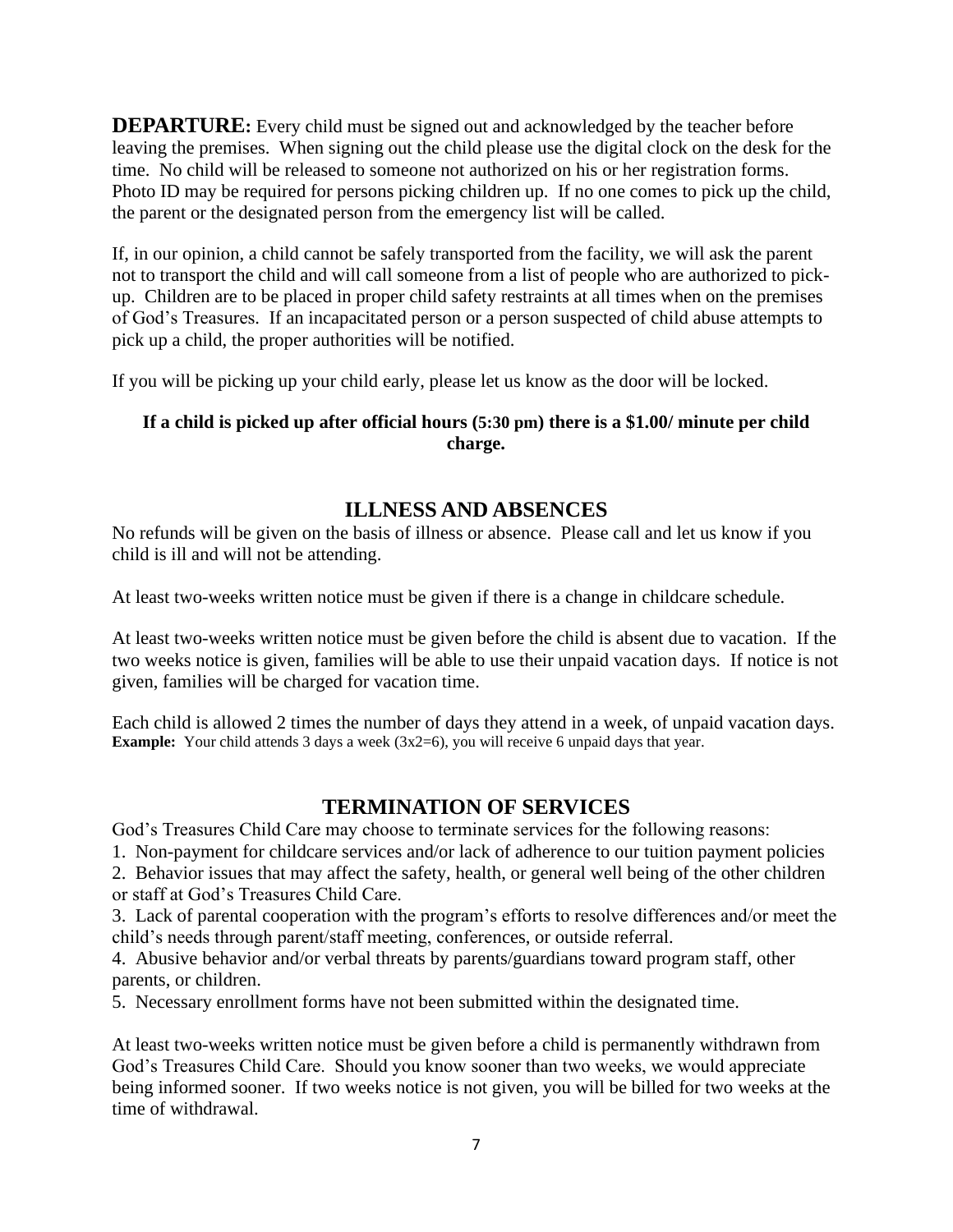**DEPARTURE:** Every child must be signed out and acknowledged by the teacher before leaving the premises. When signing out the child please use the digital clock on the desk for the time. No child will be released to someone not authorized on his or her registration forms. Photo ID may be required for persons picking children up. If no one comes to pick up the child, the parent or the designated person from the emergency list will be called.

If, in our opinion, a child cannot be safely transported from the facility, we will ask the parent not to transport the child and will call someone from a list of people who are authorized to pick-up. Children are to be placed in proper child safety restraints at all times when on the premises of God's Treasures. If an incapacitated person or a person suspected of child abuse attempts to pick up a child, the proper authorities will be notified.

If you will be picking up your child early, please let us know as the door will be locked.

**If a child is picked up after official hours (5:30 pm) there is a $1.00/ minute per child charge.**

## ILLNESS AND ABSENCES

No refunds will be given on the basis of illness or absence. Please call and let us know if you child is ill and will not be attending.

At least two-weeks written notice must be given if there is a change in childcare schedule.

At least two-weeks written notice must be given before the child is absent due to vacation. If the two weeks notice is given, families will be able to use their unpaid vacation days. If notice is not given, families will be charged for vacation time.

Each child is allowed 2 times the number of days they attend in a week, of unpaid vacation days.
**Example:** Your child attends 3 days a week (3x2=6), you will receive 6 unpaid days that year.

## TERMINATION OF SERVICES

God's Treasures Child Care may choose to terminate services for the following reasons:

1. Non-payment for childcare services and/or lack of adherence to our tuition payment policies
2. Behavior issues that may affect the safety, health, or general well being of the other children or staff at God's Treasures Child Care.
3. Lack of parental cooperation with the program's efforts to resolve differences and/or meet the child's needs through parent/staff meeting, conferences, or outside referral.
4. Abusive behavior and/or verbal threats by parents/guardians toward program staff, other parents, or children.
5. Necessary enrollment forms have not been submitted within the designated time.

At least two-weeks written notice must be given before a child is permanently withdrawn from God's Treasures Child Care. Should you know sooner than two weeks, we would appreciate being informed sooner. If two weeks notice is not given, you will be billed for two weeks at the time of withdrawal.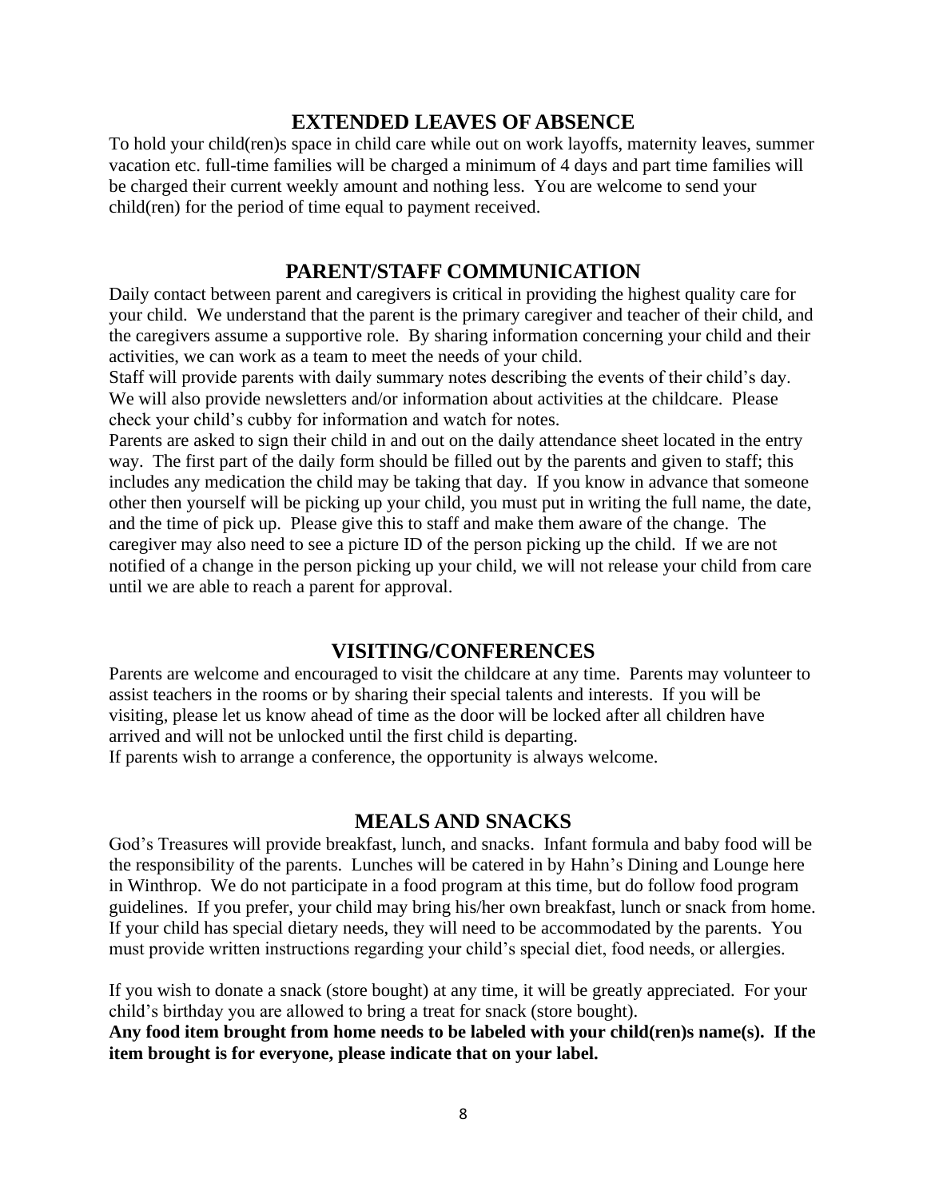## EXTENDED LEAVES OF ABSENCE

To hold your child(ren)s space in child care while out on work layoffs, maternity leaves, summer vacation etc. full-time families will be charged a minimum of 4 days and part time families will be charged their current weekly amount and nothing less. You are welcome to send your child(ren) for the period of time equal to payment received.

## PARENT/STAFF COMMUNICATION

Daily contact between parent and caregivers is critical in providing the highest quality care for your child. We understand that the parent is the primary caregiver and teacher of their child, and the caregivers assume a supportive role. By sharing information concerning your child and their activities, we can work as a team to meet the needs of your child.

Staff will provide parents with daily summary notes describing the events of their child's day. We will also provide newsletters and/or information about activities at the childcare. Please check your child's cubby for information and watch for notes.

Parents are asked to sign their child in and out on the daily attendance sheet located in the entry way. The first part of the daily form should be filled out by the parents and given to staff; this includes any medication the child may be taking that day. If you know in advance that someone other then yourself will be picking up your child, you must put in writing the full name, the date, and the time of pick up. Please give this to staff and make them aware of the change. The caregiver may also need to see a picture ID of the person picking up the child. If we are not notified of a change in the person picking up your child, we will not release your child from care until we are able to reach a parent for approval.

## VISITING/CONFERENCES

Parents are welcome and encouraged to visit the childcare at any time. Parents may volunteer to assist teachers in the rooms or by sharing their special talents and interests. If you will be visiting, please let us know ahead of time as the door will be locked after all children have arrived and will not be unlocked until the first child is departing.

If parents wish to arrange a conference, the opportunity is always welcome.

## MEALS AND SNACKS

God's Treasures will provide breakfast, lunch, and snacks. Infant formula and baby food will be the responsibility of the parents. Lunches will be catered in by Hahn's Dining and Lounge here in Winthrop. We do not participate in a food program at this time, but do follow food program guidelines. If you prefer, your child may bring his/her own breakfast, lunch or snack from home. If your child has special dietary needs, they will need to be accommodated by the parents. You must provide written instructions regarding your child's special diet, food needs, or allergies.

If you wish to donate a snack (store bought) at any time, it will be greatly appreciated. For your child's birthday you are allowed to bring a treat for snack (store bought).

**Any food item brought from home needs to be labeled with your child(ren)s name(s). If the item brought is for everyone, please indicate that on your label.**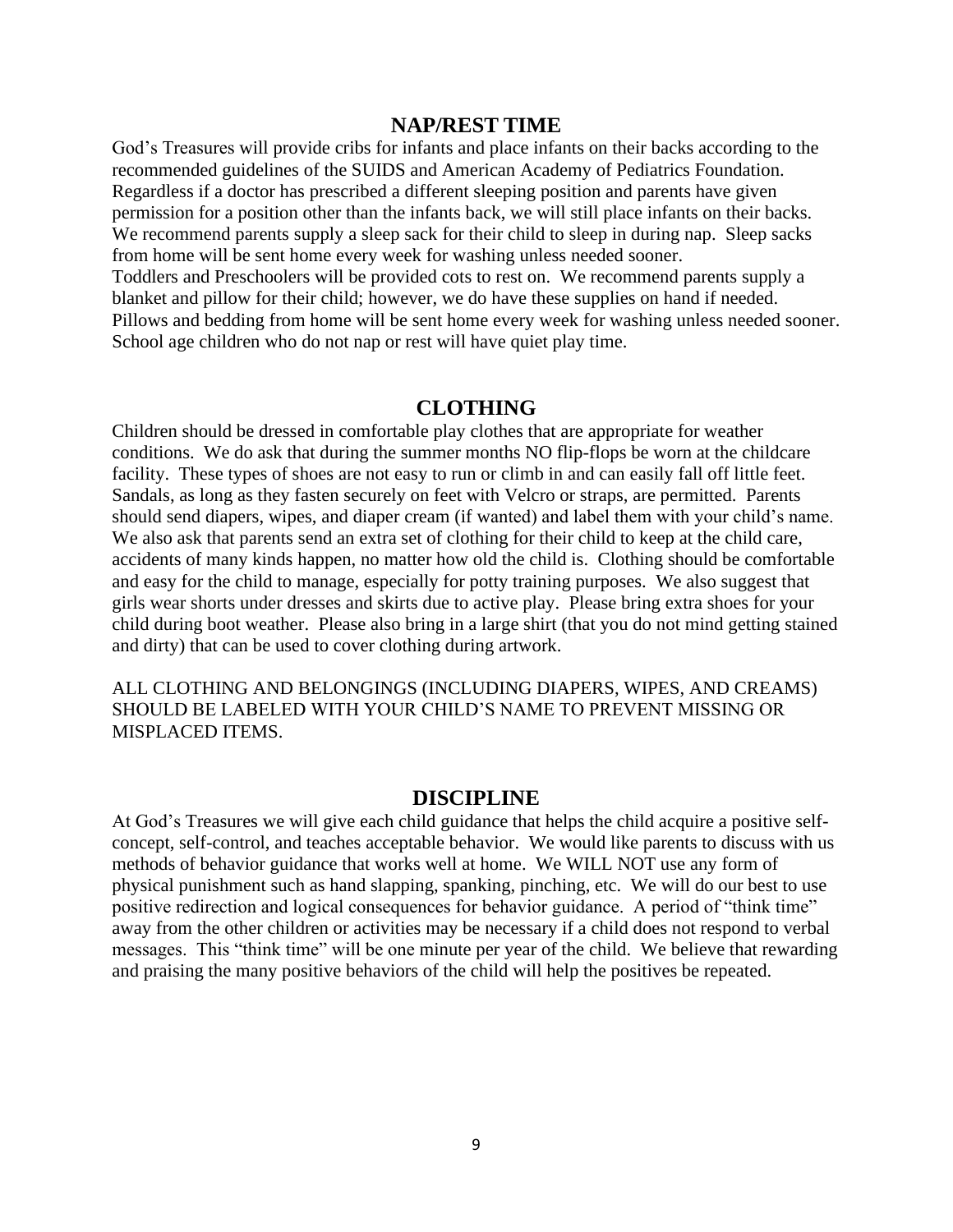## NAP/REST TIME

God's Treasures will provide cribs for infants and place infants on their backs according to the recommended guidelines of the SUIDS and American Academy of Pediatrics Foundation. Regardless if a doctor has prescribed a different sleeping position and parents have given permission for a position other than the infants back, we will still place infants on their backs. We recommend parents supply a sleep sack for their child to sleep in during nap. Sleep sacks from home will be sent home every week for washing unless needed sooner.
Toddlers and Preschoolers will be provided cots to rest on. We recommend parents supply a blanket and pillow for their child; however, we do have these supplies on hand if needed. Pillows and bedding from home will be sent home every week for washing unless needed sooner. School age children who do not nap or rest will have quiet play time.

## CLOTHING

Children should be dressed in comfortable play clothes that are appropriate for weather conditions. We do ask that during the summer months NO flip-flops be worn at the childcare facility. These types of shoes are not easy to run or climb in and can easily fall off little feet. Sandals, as long as they fasten securely on feet with Velcro or straps, are permitted. Parents should send diapers, wipes, and diaper cream (if wanted) and label them with your child's name. We also ask that parents send an extra set of clothing for their child to keep at the child care, accidents of many kinds happen, no matter how old the child is. Clothing should be comfortable and easy for the child to manage, especially for potty training purposes. We also suggest that girls wear shorts under dresses and skirts due to active play. Please bring extra shoes for your child during boot weather. Please also bring in a large shirt (that you do not mind getting stained and dirty) that can be used to cover clothing during artwork.

ALL CLOTHING AND BELONGINGS (INCLUDING DIAPERS, WIPES, AND CREAMS) SHOULD BE LABELED WITH YOUR CHILD'S NAME TO PREVENT MISSING OR MISPLACED ITEMS.

## DISCIPLINE

At God's Treasures we will give each child guidance that helps the child acquire a positive self-concept, self-control, and teaches acceptable behavior. We would like parents to discuss with us methods of behavior guidance that works well at home. We WILL NOT use any form of physical punishment such as hand slapping, spanking, pinching, etc. We will do our best to use positive redirection and logical consequences for behavior guidance. A period of "think time" away from the other children or activities may be necessary if a child does not respond to verbal messages. This "think time" will be one minute per year of the child. We believe that rewarding and praising the many positive behaviors of the child will help the positives be repeated.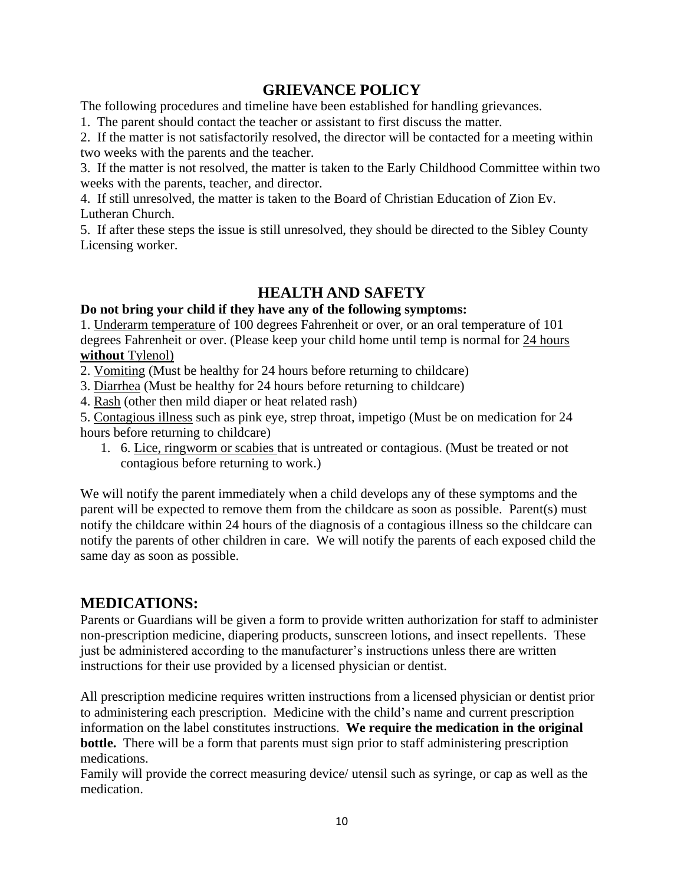## GRIEVANCE POLICY

The following procedures and timeline have been established for handling grievances.

1. The parent should contact the teacher or assistant to first discuss the matter.
2. If the matter is not satisfactorily resolved, the director will be contacted for a meeting within two weeks with the parents and the teacher.
3. If the matter is not resolved, the matter is taken to the Early Childhood Committee within two weeks with the parents, teacher, and director.
4. If still unresolved, the matter is taken to the Board of Christian Education of Zion Ev. Lutheran Church.
5. If after these steps the issue is still unresolved, they should be directed to the Sibley County Licensing worker.

## HEALTH AND SAFETY

**Do not bring your child if they have any of the following symptoms:**

1. Underarm temperature of 100 degrees Fahrenheit or over, or an oral temperature of 101 degrees Fahrenheit or over. (Please keep your child home until temp is normal for 24 hours **without** Tylenol)
2. Vomiting (Must be healthy for 24 hours before returning to childcare)
3. Diarrhea (Must be healthy for 24 hours before returning to childcare)
4. Rash (other then mild diaper or heat related rash)
5. Contagious illness such as pink eye, strep throat, impetigo (Must be on medication for 24 hours before returning to childcare)
6. Lice, ringworm or scabies that is untreated or contagious. (Must be treated or not contagious before returning to work.)

We will notify the parent immediately when a child develops any of these symptoms and the parent will be expected to remove them from the childcare as soon as possible. Parent(s) must notify the childcare within 24 hours of the diagnosis of a contagious illness so the childcare can notify the parents of other children in care. We will notify the parents of each exposed child the same day as soon as possible.

## MEDICATIONS:

Parents or Guardians will be given a form to provide written authorization for staff to administer non-prescription medicine, diapering products, sunscreen lotions, and insect repellents. These just be administered according to the manufacturer's instructions unless there are written instructions for their use provided by a licensed physician or dentist.

All prescription medicine requires written instructions from a licensed physician or dentist prior to administering each prescription. Medicine with the child's name and current prescription information on the label constitutes instructions. **We require the medication in the original bottle.** There will be a form that parents must sign prior to staff administering prescription medications.

Family will provide the correct measuring device/ utensil such as syringe, or cap as well as the medication.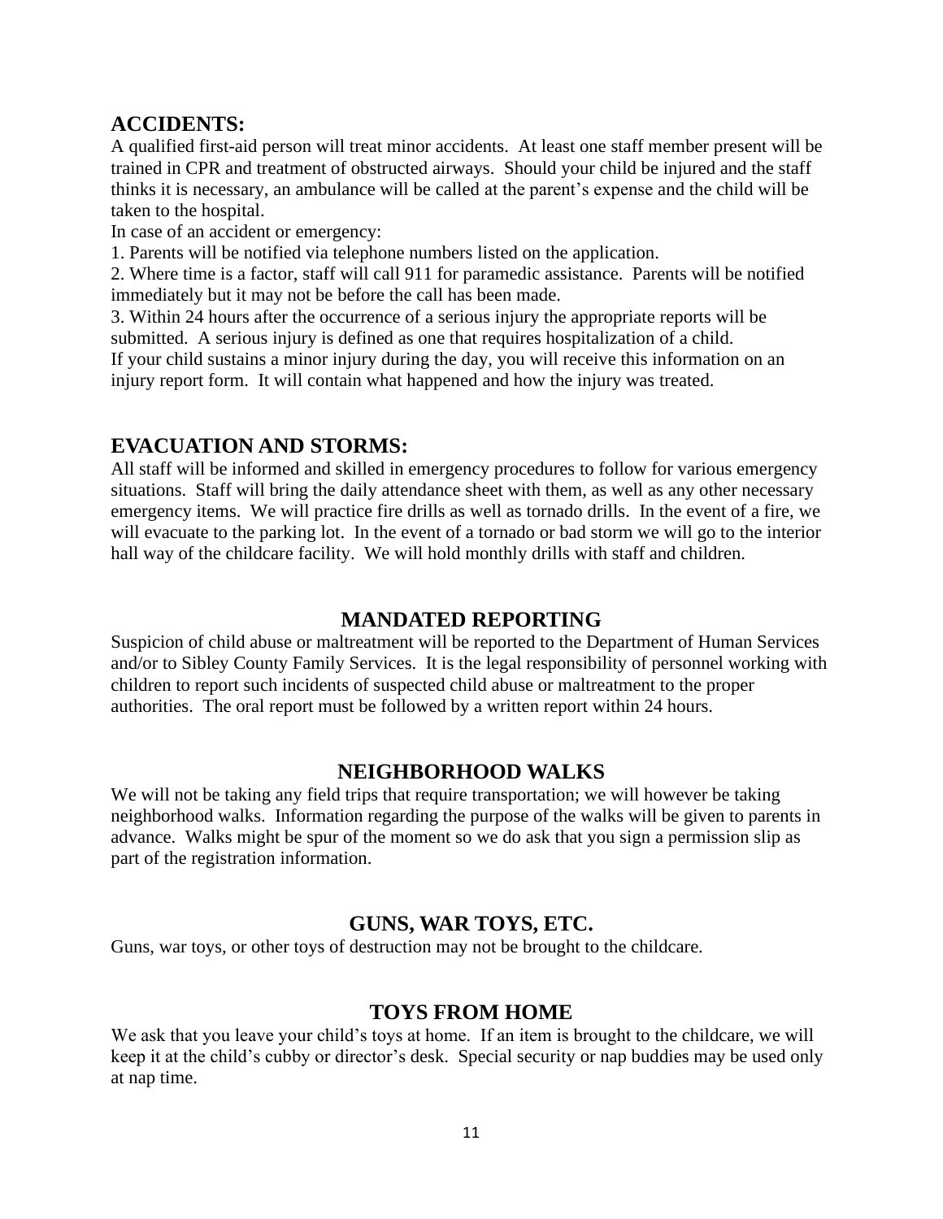## ACCIDENTS:

A qualified first-aid person will treat minor accidents. At least one staff member present will be trained in CPR and treatment of obstructed airways. Should your child be injured and the staff thinks it is necessary, an ambulance will be called at the parent's expense and the child will be taken to the hospital.

In case of an accident or emergency:

1. Parents will be notified via telephone numbers listed on the application.
2. Where time is a factor, staff will call 911 for paramedic assistance. Parents will be notified immediately but it may not be before the call has been made.
3. Within 24 hours after the occurrence of a serious injury the appropriate reports will be submitted. A serious injury is defined as one that requires hospitalization of a child.

If your child sustains a minor injury during the day, you will receive this information on an injury report form. It will contain what happened and how the injury was treated.

## EVACUATION AND STORMS:

All staff will be informed and skilled in emergency procedures to follow for various emergency situations. Staff will bring the daily attendance sheet with them, as well as any other necessary emergency items. We will practice fire drills as well as tornado drills. In the event of a fire, we will evacuate to the parking lot. In the event of a tornado or bad storm we will go to the interior hall way of the childcare facility. We will hold monthly drills with staff and children.

## MANDATED REPORTING

Suspicion of child abuse or maltreatment will be reported to the Department of Human Services and/or to Sibley County Family Services. It is the legal responsibility of personnel working with children to report such incidents of suspected child abuse or maltreatment to the proper authorities. The oral report must be followed by a written report within 24 hours.

## NEIGHBORHOOD WALKS

We will not be taking any field trips that require transportation; we will however be taking neighborhood walks. Information regarding the purpose of the walks will be given to parents in advance. Walks might be spur of the moment so we do ask that you sign a permission slip as part of the registration information.

## GUNS, WAR TOYS, ETC.

Guns, war toys, or other toys of destruction may not be brought to the childcare.

## TOYS FROM HOME

We ask that you leave your child's toys at home. If an item is brought to the childcare, we will keep it at the child's cubby or director's desk. Special security or nap buddies may be used only at nap time.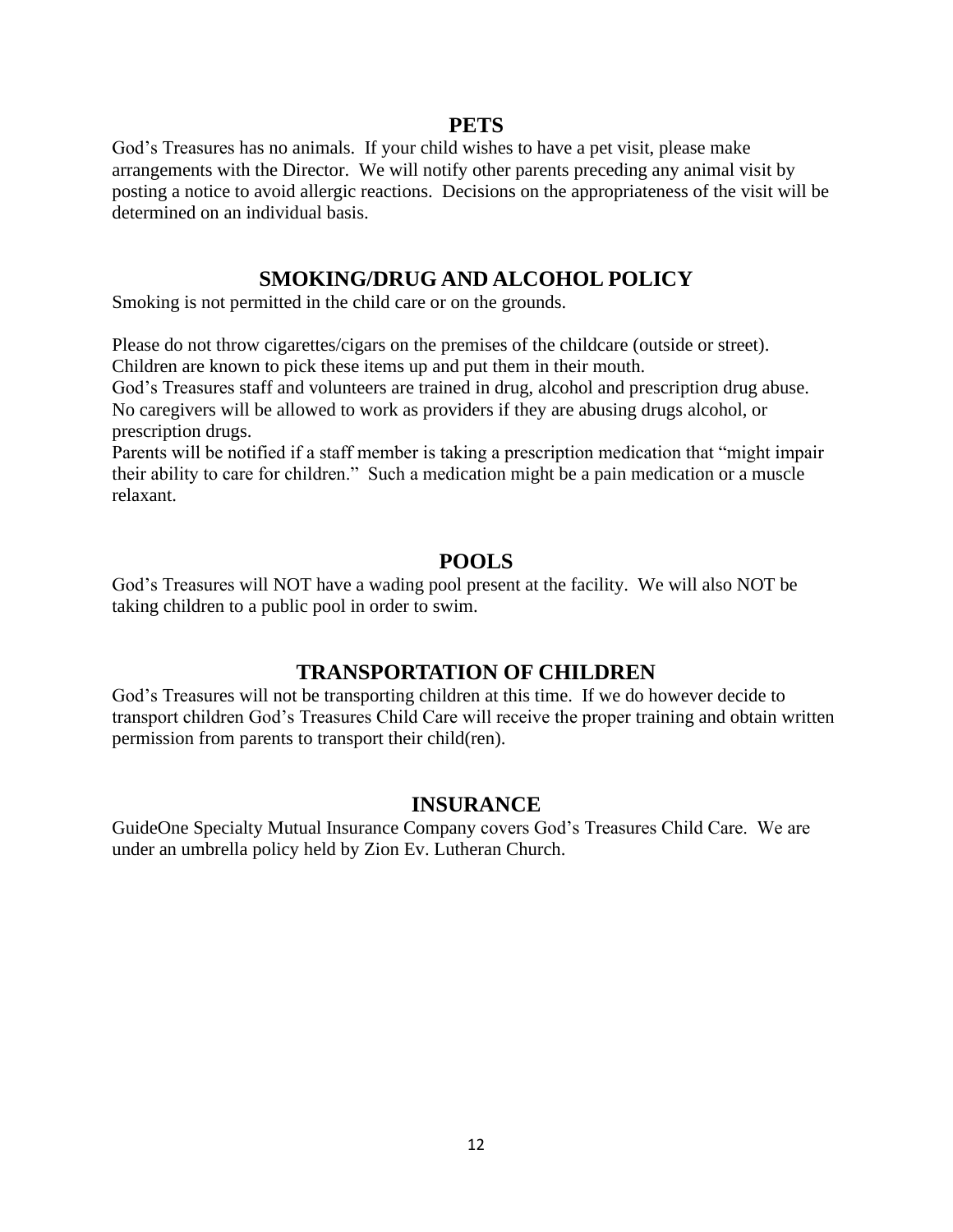## PETS

God's Treasures has no animals. If your child wishes to have a pet visit, please make arrangements with the Director. We will notify other parents preceding any animal visit by posting a notice to avoid allergic reactions. Decisions on the appropriateness of the visit will be determined on an individual basis.

## SMOKING/DRUG AND ALCOHOL POLICY

Smoking is not permitted in the child care or on the grounds.

Please do not throw cigarettes/cigars on the premises of the childcare (outside or street). Children are known to pick these items up and put them in their mouth.
God's Treasures staff and volunteers are trained in drug, alcohol and prescription drug abuse. No caregivers will be allowed to work as providers if they are abusing drugs alcohol, or prescription drugs.
Parents will be notified if a staff member is taking a prescription medication that "might impair their ability to care for children." Such a medication might be a pain medication or a muscle relaxant.

## POOLS

God's Treasures will NOT have a wading pool present at the facility. We will also NOT be taking children to a public pool in order to swim.

## TRANSPORTATION OF CHILDREN

God's Treasures will not be transporting children at this time. If we do however decide to transport children God's Treasures Child Care will receive the proper training and obtain written permission from parents to transport their child(ren).

## INSURANCE

GuideOne Specialty Mutual Insurance Company covers God's Treasures Child Care. We are under an umbrella policy held by Zion Ev. Lutheran Church.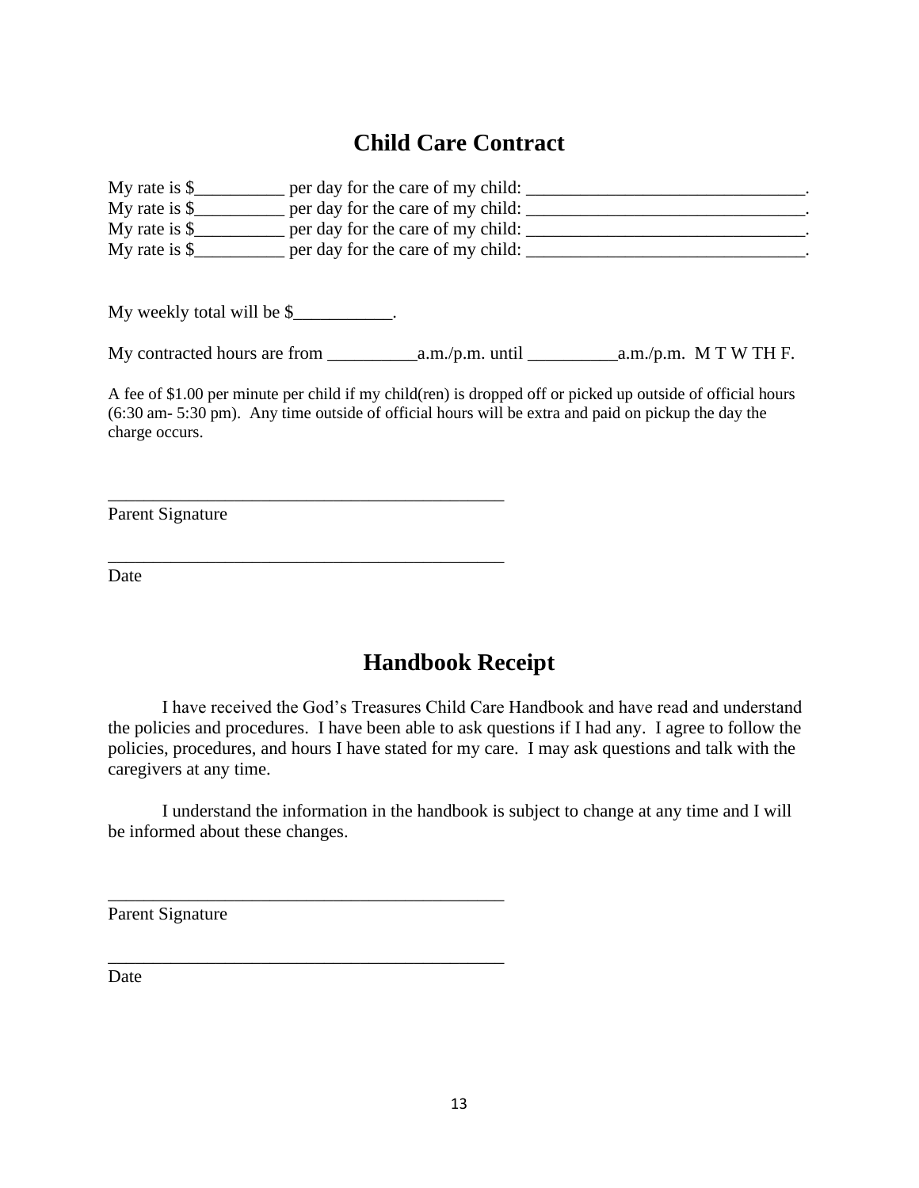# Child Care Contract

My rate is $__________ per day for the care of my child: _______________________________.
My rate is $__________ per day for the care of my child: _______________________________.
My rate is $__________ per day for the care of my child: _______________________________.
My rate is $__________ per day for the care of my child: _______________________________.

My weekly total will be $___________.

My contracted hours are from __________a.m./p.m. until __________a.m./p.m. M T W TH F.

A fee of $1.00 per minute per child if my child(ren) is dropped off or picked up outside of official hours (6:30 am- 5:30 pm). Any time outside of official hours will be extra and paid on pickup the day the charge occurs.

______________________________________________
Parent Signature

______________________________________________
Date

# Handbook Receipt

I have received the God's Treasures Child Care Handbook and have read and understand the policies and procedures. I have been able to ask questions if I had any. I agree to follow the policies, procedures, and hours I have stated for my care. I may ask questions and talk with the caregivers at any time.

I understand the information in the handbook is subject to change at any time and I will be informed about these changes.

______________________________________________
Parent Signature

______________________________________________
Date